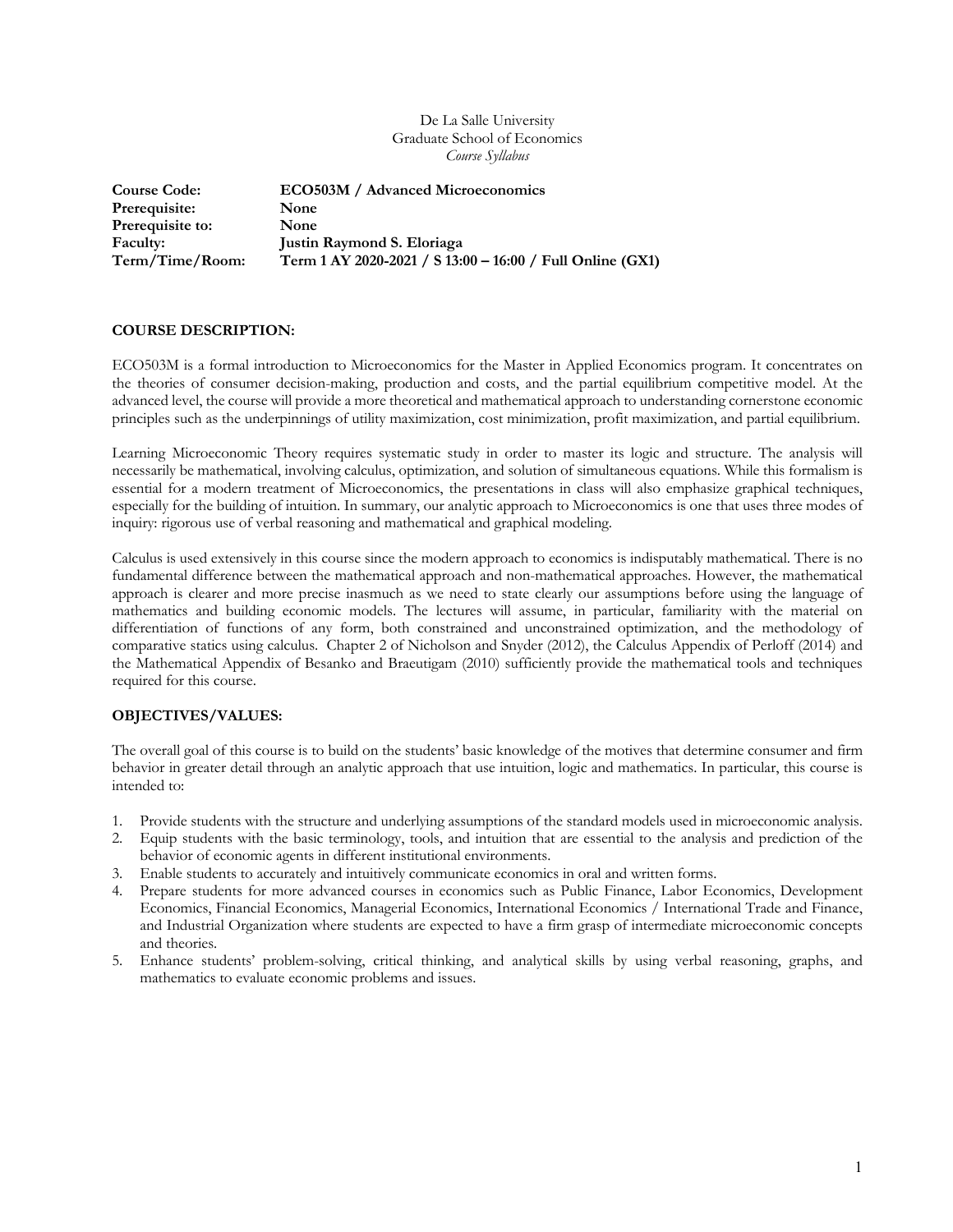De La Salle University
Graduate School of Economics
*Course Syllabus*

| | |
|---|---|
| **Course Code:** | **ECO503M / Advanced Microeconomics** |
| **Prerequisite:** | **None** |
| **Prerequisite to:** | **None** |
| **Faculty:** | **Justin Raymond S. Eloriaga** |
| **Term/Time/Room:** | **Term 1 AY 2020-2021 / S 13:00 – 16:00 / Full Online (GX1)** |

## COURSE DESCRIPTION:

ECO503M is a formal introduction to Microeconomics for the Master in Applied Economics program. It concentrates on the theories of consumer decision-making, production and costs, and the partial equilibrium competitive model. At the advanced level, the course will provide a more theoretical and mathematical approach to understanding cornerstone economic principles such as the underpinnings of utility maximization, cost minimization, profit maximization, and partial equilibrium.

Learning Microeconomic Theory requires systematic study in order to master its logic and structure. The analysis will necessarily be mathematical, involving calculus, optimization, and solution of simultaneous equations. While this formalism is essential for a modern treatment of Microeconomics, the presentations in class will also emphasize graphical techniques, especially for the building of intuition. In summary, our analytic approach to Microeconomics is one that uses three modes of inquiry: rigorous use of verbal reasoning and mathematical and graphical modeling.

Calculus is used extensively in this course since the modern approach to economics is indisputably mathematical. There is no fundamental difference between the mathematical approach and non-mathematical approaches. However, the mathematical approach is clearer and more precise inasmuch as we need to state clearly our assumptions before using the language of mathematics and building economic models. The lectures will assume, in particular, familiarity with the material on differentiation of functions of any form, both constrained and unconstrained optimization, and the methodology of comparative statics using calculus. Chapter 2 of Nicholson and Snyder (2012), the Calculus Appendix of Perloff (2014) and the Mathematical Appendix of Besanko and Braeutigam (2010) sufficiently provide the mathematical tools and techniques required for this course.

## OBJECTIVES/VALUES:

The overall goal of this course is to build on the students' basic knowledge of the motives that determine consumer and firm behavior in greater detail through an analytic approach that use intuition, logic and mathematics. In particular, this course is intended to:

1. Provide students with the structure and underlying assumptions of the standard models used in microeconomic analysis.
2. Equip students with the basic terminology, tools, and intuition that are essential to the analysis and prediction of the behavior of economic agents in different institutional environments.
3. Enable students to accurately and intuitively communicate economics in oral and written forms.
4. Prepare students for more advanced courses in economics such as Public Finance, Labor Economics, Development Economics, Financial Economics, Managerial Economics, International Economics / International Trade and Finance, and Industrial Organization where students are expected to have a firm grasp of intermediate microeconomic concepts and theories.
5. Enhance students' problem-solving, critical thinking, and analytical skills by using verbal reasoning, graphs, and mathematics to evaluate economic problems and issues.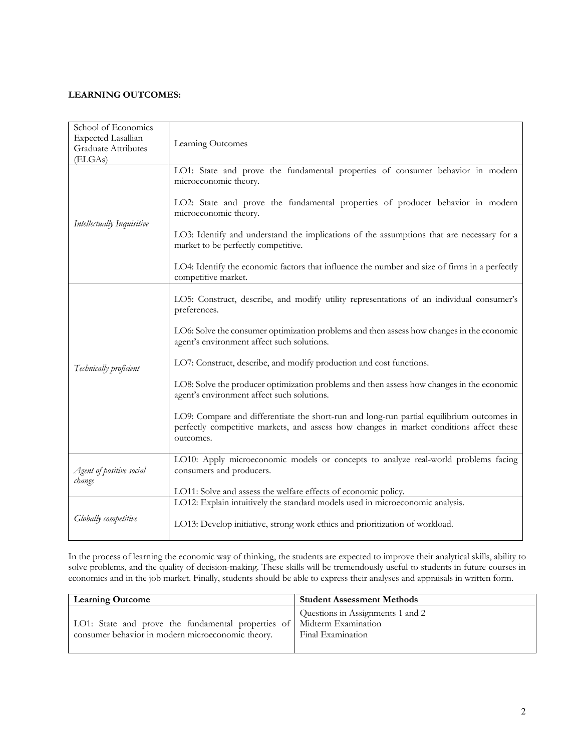**LEARNING OUTCOMES:**

| School of Economics Expected Lasallian Graduate Attributes (ELGAs) | Learning Outcomes |
|---|---|
| *Intellectually Inquisitive* | LO1: State and prove the fundamental properties of consumer behavior in modern microeconomic theory.<br><br>LO2: State and prove the fundamental properties of producer behavior in modern microeconomic theory.<br><br>LO3: Identify and understand the implications of the assumptions that are necessary for a market to be perfectly competitive.<br><br>LO4: Identify the economic factors that influence the number and size of firms in a perfectly competitive market. |
| *Technically proficient* | LO5: Construct, describe, and modify utility representations of an individual consumer's preferences.<br><br>LO6: Solve the consumer optimization problems and then assess how changes in the economic agent's environment affect such solutions.<br><br>LO7: Construct, describe, and modify production and cost functions.<br><br>LO8: Solve the producer optimization problems and then assess how changes in the economic agent's environment affect such solutions.<br><br>LO9: Compare and differentiate the short-run and long-run partial equilibrium outcomes in perfectly competitive markets, and assess how changes in market conditions affect these outcomes. |
| *Agent of positive social change* | LO10: Apply microeconomic models or concepts to analyze real-world problems facing consumers and producers.<br><br>LO11: Solve and assess the welfare effects of economic policy. |
| *Globally competitive* | LO12: Explain intuitively the standard models used in microeconomic analysis.<br><br>LO13: Develop initiative, strong work ethics and prioritization of workload. |

In the process of learning the economic way of thinking, the students are expected to improve their analytical skills, ability to solve problems, and the quality of decision-making. These skills will be tremendously useful to students in future courses in economics and in the job market. Finally, students should be able to express their analyses and appraisals in written form.

| **Learning Outcome** | **Student Assessment Methods** |
|---|---|
| LO1: State and prove the fundamental properties of consumer behavior in modern microeconomic theory. | Questions in Assignments 1 and 2<br>Midterm Examination<br>Final Examination |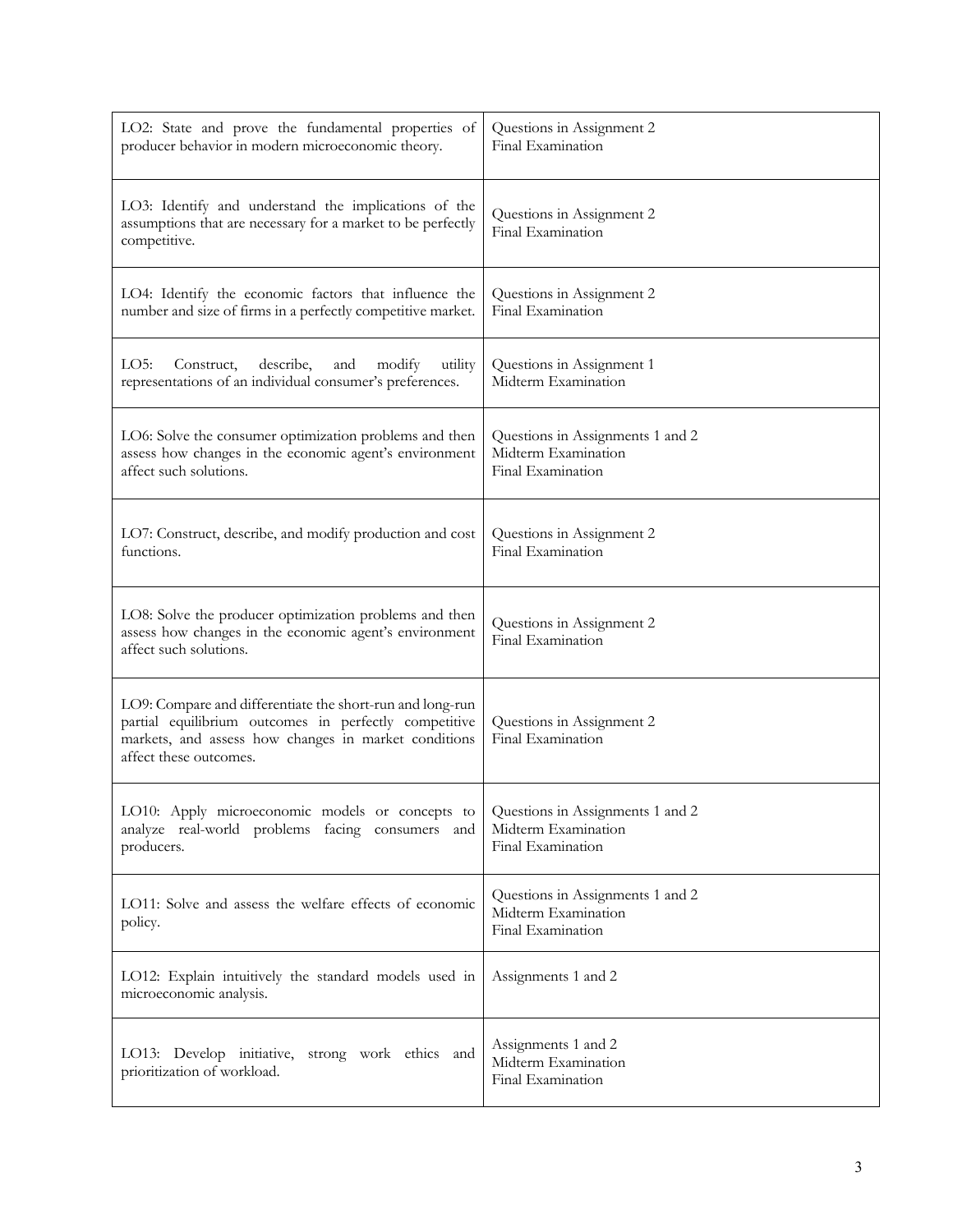| | |
|---|---|
| LO2: State and prove the fundamental properties of producer behavior in modern microeconomic theory. | Questions in Assignment 2<br>Final Examination |
| LO3: Identify and understand the implications of the assumptions that are necessary for a market to be perfectly competitive. | Questions in Assignment 2<br>Final Examination |
| LO4: Identify the economic factors that influence the number and size of firms in a perfectly competitive market. | Questions in Assignment 2<br>Final Examination |
| LO5: Construct, describe, and modify utility representations of an individual consumer's preferences. | Questions in Assignment 1<br>Midterm Examination |
| LO6: Solve the consumer optimization problems and then assess how changes in the economic agent's environment affect such solutions. | Questions in Assignments 1 and 2<br>Midterm Examination<br>Final Examination |
| LO7: Construct, describe, and modify production and cost functions. | Questions in Assignment 2<br>Final Examination |
| LO8: Solve the producer optimization problems and then assess how changes in the economic agent's environment affect such solutions. | Questions in Assignment 2<br>Final Examination |
| LO9: Compare and differentiate the short-run and long-run partial equilibrium outcomes in perfectly competitive markets, and assess how changes in market conditions affect these outcomes. | Questions in Assignment 2<br>Final Examination |
| LO10: Apply microeconomic models or concepts to analyze real-world problems facing consumers and producers. | Questions in Assignments 1 and 2<br>Midterm Examination<br>Final Examination |
| LO11: Solve and assess the welfare effects of economic policy. | Questions in Assignments 1 and 2<br>Midterm Examination<br>Final Examination |
| LO12: Explain intuitively the standard models used in microeconomic analysis. | Assignments 1 and 2 |
| LO13: Develop initiative, strong work ethics and prioritization of workload. | Assignments 1 and 2<br>Midterm Examination<br>Final Examination |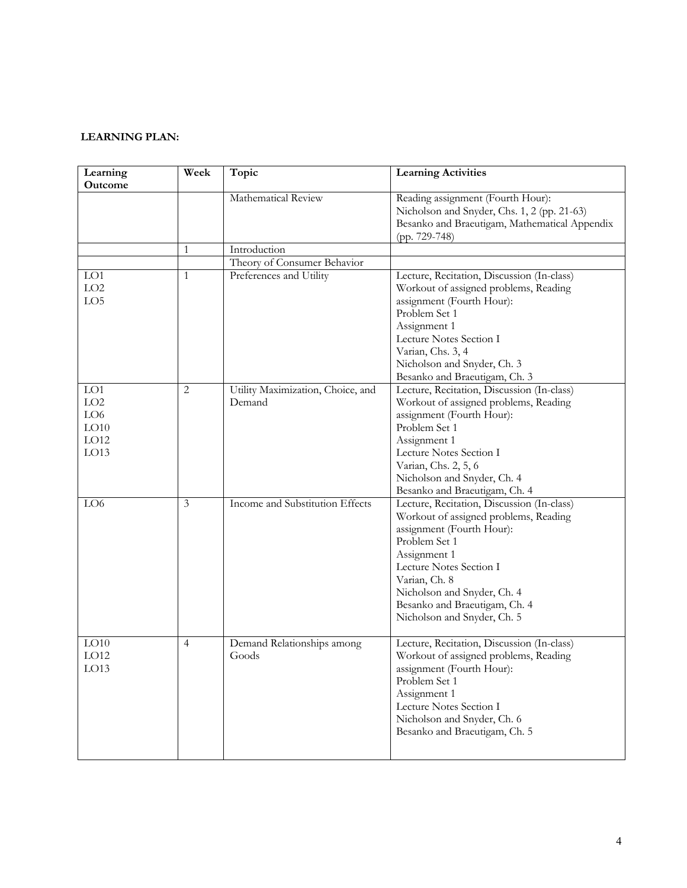**LEARNING PLAN:**

| Learning Outcome | Week | Topic | Learning Activities |
|---|---|---|---|
| | | Mathematical Review | Reading assignment (Fourth Hour):<br>Nicholson and Snyder, Chs. 1, 2 (pp. 21-63)<br>Besanko and Braeutigam, Mathematical Appendix (pp. 729-748) |
| | 1 | Introduction | |
| | | Theory of Consumer Behavior | |
| LO1<br>LO2<br>LO5 | 1 | Preferences and Utility | Lecture, Recitation, Discussion (In-class)<br>Workout of assigned problems, Reading assignment (Fourth Hour):<br>Problem Set 1<br>Assignment 1<br>Lecture Notes Section I<br>Varian, Chs. 3, 4<br>Nicholson and Snyder, Ch. 3<br>Besanko and Braeutigam, Ch. 3 |
| LO1<br>LO2<br>LO6<br>LO10<br>LO12<br>LO13 | 2 | Utility Maximization, Choice, and Demand | Lecture, Recitation, Discussion (In-class)<br>Workout of assigned problems, Reading assignment (Fourth Hour):<br>Problem Set 1<br>Assignment 1<br>Lecture Notes Section I<br>Varian, Chs. 2, 5, 6<br>Nicholson and Snyder, Ch. 4<br>Besanko and Braeutigam, Ch. 4 |
| LO6 | 3 | Income and Substitution Effects | Lecture, Recitation, Discussion (In-class)<br>Workout of assigned problems, Reading assignment (Fourth Hour):<br>Problem Set 1<br>Assignment 1<br>Lecture Notes Section I<br>Varian, Ch. 8<br>Nicholson and Snyder, Ch. 4<br>Besanko and Braeutigam, Ch. 4<br>Nicholson and Snyder, Ch. 5 |
| LO10<br>LO12<br>LO13 | 4 | Demand Relationships among Goods | Lecture, Recitation, Discussion (In-class)<br>Workout of assigned problems, Reading assignment (Fourth Hour):<br>Problem Set 1<br>Assignment 1<br>Lecture Notes Section I<br>Nicholson and Snyder, Ch. 6<br>Besanko and Braeutigam, Ch. 5 |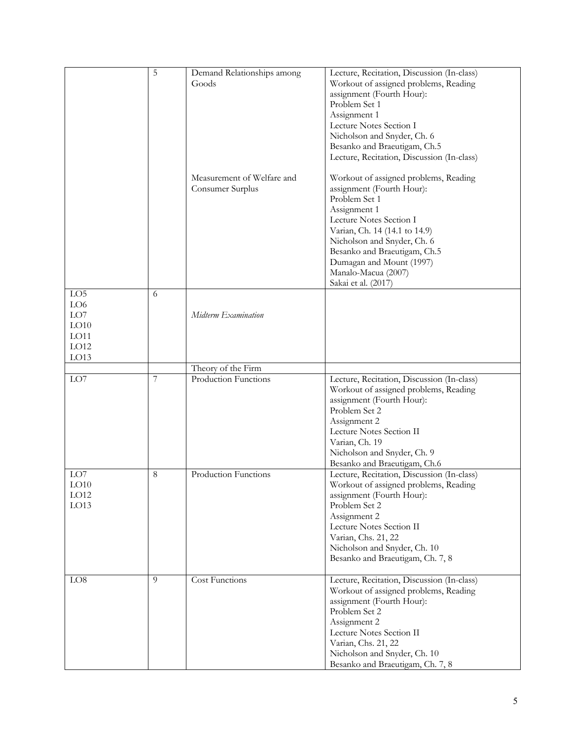| | 5 | Demand Relationships among Goods | Lecture, Recitation, Discussion (In-class)<br>Workout of assigned problems, Reading assignment (Fourth Hour):<br>Problem Set 1<br>Assignment 1<br>Lecture Notes Section I<br>Nicholson and Snyder, Ch. 6<br>Besanko and Braeutigam, Ch.5<br>Lecture, Recitation, Discussion (In-class) |
|---|---|---|---|
| | | Measurement of Welfare and Consumer Surplus | Workout of assigned problems, Reading assignment (Fourth Hour):<br>Problem Set 1<br>Assignment 1<br>Lecture Notes Section I<br>Varian, Ch. 14 (14.1 to 14.9)<br>Nicholson and Snyder, Ch. 6<br>Besanko and Braeutigam, Ch.5<br>Dumagan and Mount (1997)<br>Manalo-Macua (2007)<br>Sakai et al. (2017) |
| LO5<br>LO6<br>LO7<br>LO10<br>LO11<br>LO12<br>LO13 | 6 | *Midterm Examination* | |
| | | Theory of the Firm | |
| LO7 | 7 | Production Functions | Lecture, Recitation, Discussion (In-class)<br>Workout of assigned problems, Reading assignment (Fourth Hour):<br>Problem Set 2<br>Assignment 2<br>Lecture Notes Section II<br>Varian, Ch. 19<br>Nicholson and Snyder, Ch. 9<br>Besanko and Braeutigam, Ch.6 |
| LO7<br>LO10<br>LO12<br>LO13 | 8 | Production Functions | Lecture, Recitation, Discussion (In-class)<br>Workout of assigned problems, Reading assignment (Fourth Hour):<br>Problem Set 2<br>Assignment 2<br>Lecture Notes Section II<br>Varian, Chs. 21, 22<br>Nicholson and Snyder, Ch. 10<br>Besanko and Braeutigam, Ch. 7, 8 |
| LO8 | 9 | Cost Functions | Lecture, Recitation, Discussion (In-class)<br>Workout of assigned problems, Reading assignment (Fourth Hour):<br>Problem Set 2<br>Assignment 2<br>Lecture Notes Section II<br>Varian, Chs. 21, 22<br>Nicholson and Snyder, Ch. 10<br>Besanko and Braeutigam, Ch. 7, 8 |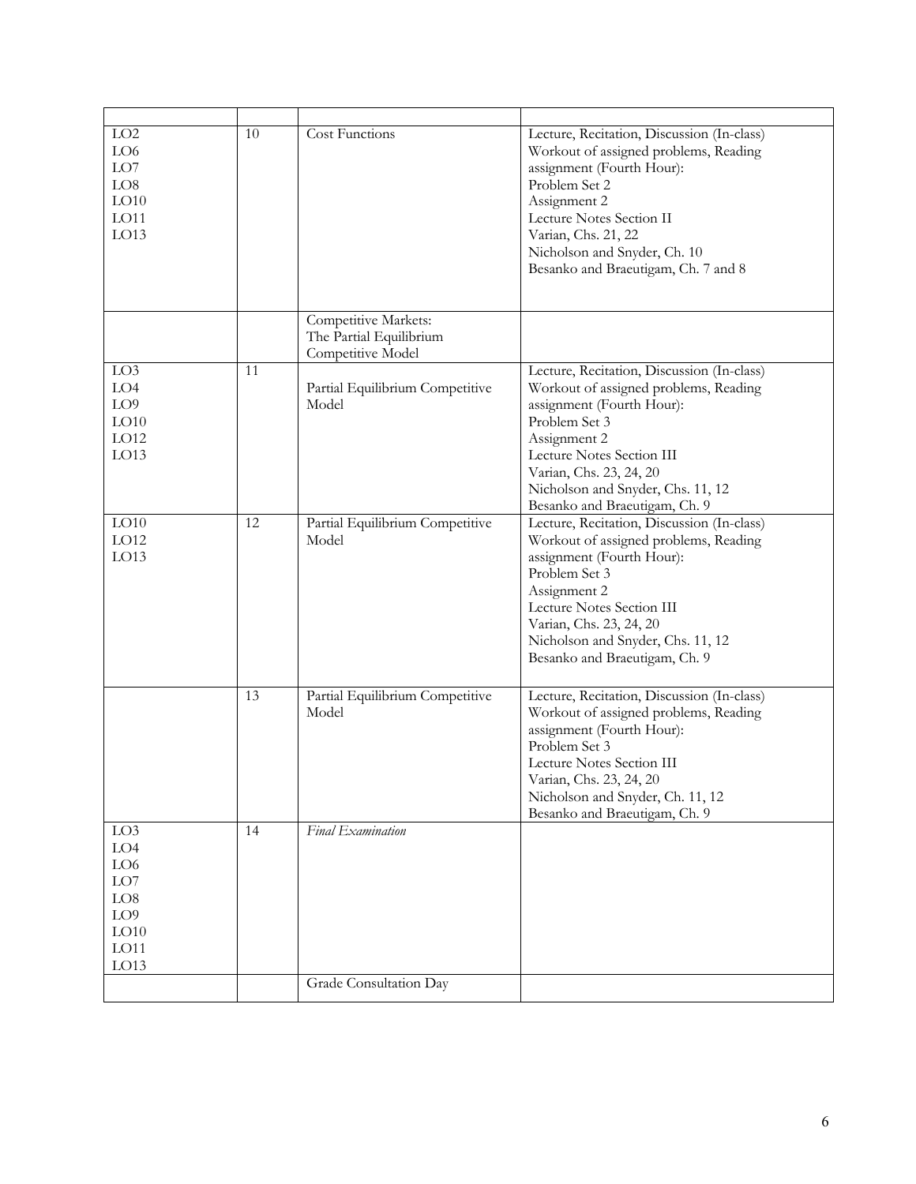| | | | |
|---|---|---|---|
| LO2<br>LO6<br>LO7<br>LO8<br>LO10<br>LO11<br>LO13 | 10 | Cost Functions | Lecture, Recitation, Discussion (In-class)<br>Workout of assigned problems, Reading assignment (Fourth Hour):<br>Problem Set 2<br>Assignment 2<br>Lecture Notes Section II<br>Varian, Chs. 21, 22<br>Nicholson and Snyder, Ch. 10<br>Besanko and Braeutigam, Ch. 7 and 8 |
| | | Competitive Markets:<br>The Partial Equilibrium Competitive Model | |
| LO3<br>LO4<br>LO9<br>LO10<br>LO12<br>LO13 | 11 | Partial Equilibrium Competitive Model | Lecture, Recitation, Discussion (In-class)<br>Workout of assigned problems, Reading assignment (Fourth Hour):<br>Problem Set 3<br>Assignment 2<br>Lecture Notes Section III<br>Varian, Chs. 23, 24, 20<br>Nicholson and Snyder, Chs. 11, 12<br>Besanko and Braeutigam, Ch. 9 |
| LO10<br>LO12<br>LO13 | 12 | Partial Equilibrium Competitive Model | Lecture, Recitation, Discussion (In-class)<br>Workout of assigned problems, Reading assignment (Fourth Hour):<br>Problem Set 3<br>Assignment 2<br>Lecture Notes Section III<br>Varian, Chs. 23, 24, 20<br>Nicholson and Snyder, Chs. 11, 12<br>Besanko and Braeutigam, Ch. 9 |
| | 13 | Partial Equilibrium Competitive Model | Lecture, Recitation, Discussion (In-class)<br>Workout of assigned problems, Reading assignment (Fourth Hour):<br>Problem Set 3<br>Lecture Notes Section III<br>Varian, Chs. 23, 24, 20<br>Nicholson and Snyder, Ch. 11, 12<br>Besanko and Braeutigam, Ch. 9 |
| LO3<br>LO4<br>LO6<br>LO7<br>LO8<br>LO9<br>LO10<br>LO11<br>LO13 | 14 | *Final Examination* | |
| | | Grade Consultation Day | |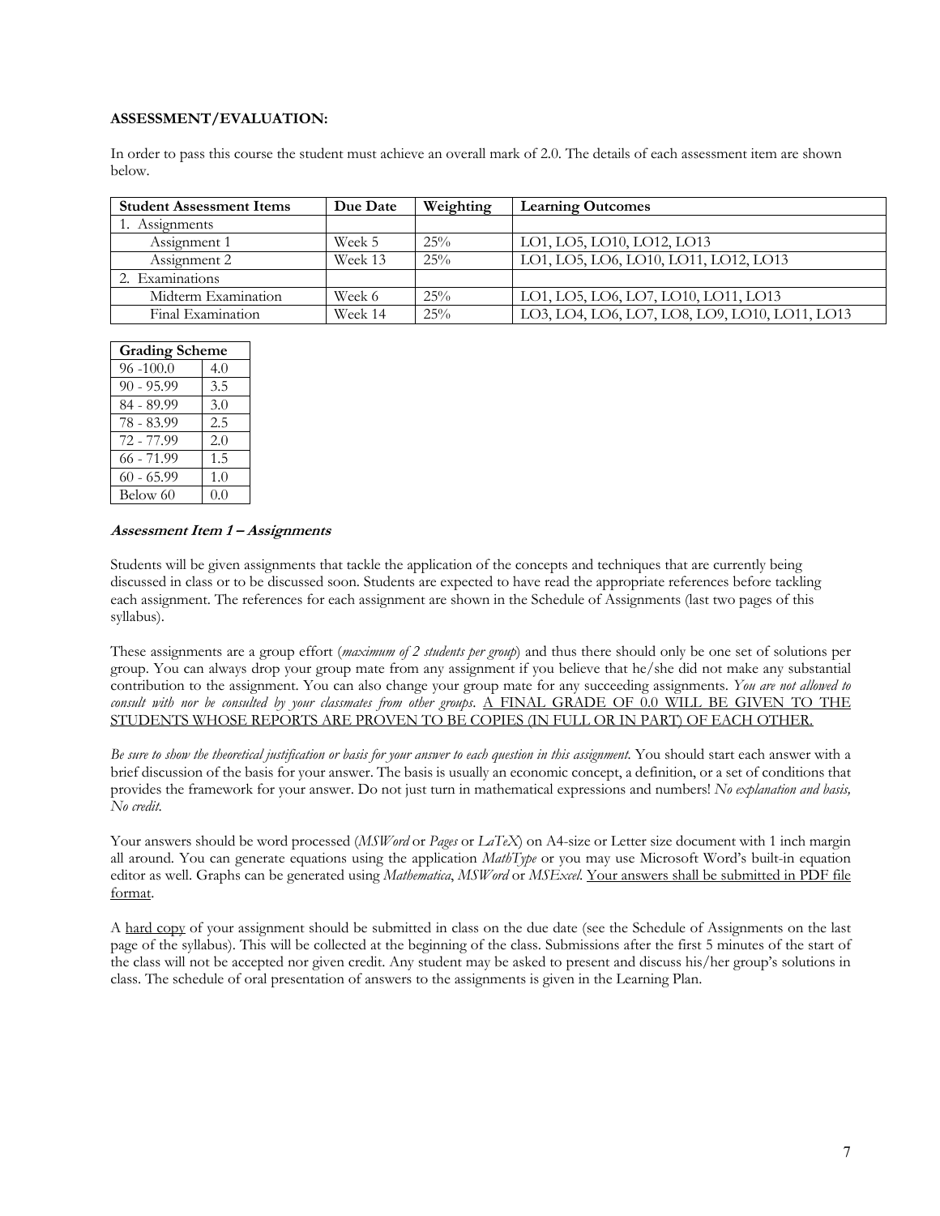**ASSESSMENT/EVALUATION:**

In order to pass this course the student must achieve an overall mark of 2.0. The details of each assessment item are shown below.

| Student Assessment Items | Due Date | Weighting | Learning Outcomes |
|---|---|---|---|
| 1. Assignments | | | |
| Assignment 1 | Week 5 | 25% | LO1, LO5, LO10, LO12, LO13 |
| Assignment 2 | Week 13 | 25% | LO1, LO5, LO6, LO10, LO11, LO12, LO13 |
| 2. Examinations | | | |
| Midterm Examination | Week 6 | 25% | LO1, LO5, LO6, LO7, LO10, LO11, LO13 |
| Final Examination | Week 14 | 25% | LO3, LO4, LO6, LO7, LO8, LO9, LO10, LO11, LO13 |

| Grading Scheme | |
|---|---|
| 96 -100.0 | 4.0 |
| 90 - 95.99 | 3.5 |
| 84 - 89.99 | 3.0 |
| 78 - 83.99 | 2.5 |
| 72 - 77.99 | 2.0 |
| 66 - 71.99 | 1.5 |
| 60 - 65.99 | 1.0 |
| Below 60 | 0.0 |

***Assessment Item 1 – Assignments***

Students will be given assignments that tackle the application of the concepts and techniques that are currently being discussed in class or to be discussed soon. Students are expected to have read the appropriate references before tackling each assignment. The references for each assignment are shown in the Schedule of Assignments (last two pages of this syllabus).

These assignments are a group effort (*maximum of 2 students per group*) and thus there should only be one set of solutions per group. You can always drop your group mate from any assignment if you believe that he/she did not make any substantial contribution to the assignment. You can also change your group mate for any succeeding assignments. *You are not allowed to consult with nor be consulted by your classmates from other groups*. <u>A FINAL GRADE OF 0.0 WILL BE GIVEN TO THE STUDENTS WHOSE REPORTS ARE PROVEN TO BE COPIES (IN FULL OR IN PART) OF EACH OTHER.</u>

*Be sure to show the theoretical justification or basis for your answer to each question in this assignment.* You should start each answer with a brief discussion of the basis for your answer. The basis is usually an economic concept, a definition, or a set of conditions that provides the framework for your answer. Do not just turn in mathematical expressions and numbers! *No explanation and basis, No credit.*

Your answers should be word processed (*MSWord* or *Pages* or *LaTeX*) on A4-size or Letter size document with 1 inch margin all around. You can generate equations using the application *MathType* or you may use Microsoft Word's built-in equation editor as well. Graphs can be generated using *Mathematica*, *MSWord* or *MSExcel*. <u>Your answers shall be submitted in PDF file format</u>.

A <u>hard copy</u> of your assignment should be submitted in class on the due date (see the Schedule of Assignments on the last page of the syllabus). This will be collected at the beginning of the class. Submissions after the first 5 minutes of the start of the class will not be accepted nor given credit. Any student may be asked to present and discuss his/her group's solutions in class. The schedule of oral presentation of answers to the assignments is given in the Learning Plan.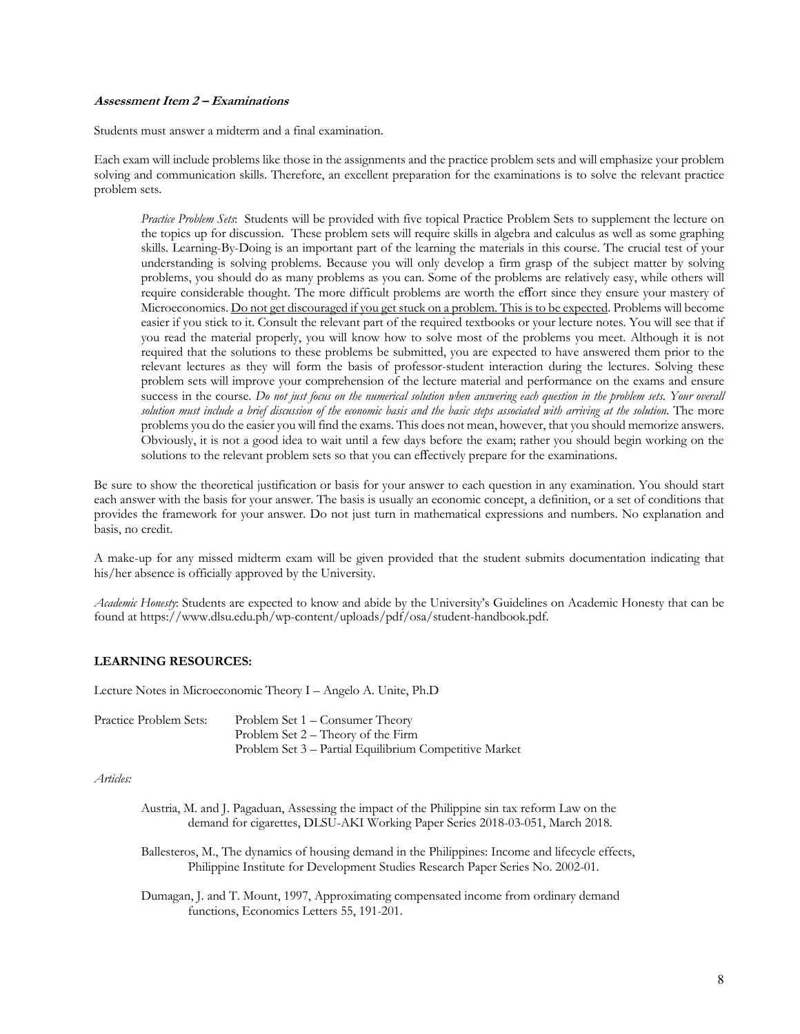***Assessment Item 2 – Examinations***

Students must answer a midterm and a final examination.

Each exam will include problems like those in the assignments and the practice problem sets and will emphasize your problem solving and communication skills. Therefore, an excellent preparation for the examinations is to solve the relevant practice problem sets.

> *Practice Problem Sets*: Students will be provided with five topical Practice Problem Sets to supplement the lecture on the topics up for discussion. These problem sets will require skills in algebra and calculus as well as some graphing skills. Learning-By-Doing is an important part of the learning the materials in this course. The crucial test of your understanding is solving problems. Because you will only develop a firm grasp of the subject matter by solving problems, you should do as many problems as you can. Some of the problems are relatively easy, while others will require considerable thought. The more difficult problems are worth the effort since they ensure your mastery of Microeconomics. <u>Do not get discouraged if you get stuck on a problem. This is to be expected</u>. Problems will become easier if you stick to it. Consult the relevant part of the required textbooks or your lecture notes. You will see that if you read the material properly, you will know how to solve most of the problems you meet. Although it is not required that the solutions to these problems be submitted, you are expected to have answered them prior to the relevant lectures as they will form the basis of professor-student interaction during the lectures. Solving these problem sets will improve your comprehension of the lecture material and performance on the exams and ensure success in the course. *Do not just focus on the numerical solution when answering each question in the problem sets. Your overall solution must include a brief discussion of the economic basis and the basic steps associated with arriving at the solution.* The more problems you do the easier you will find the exams. This does not mean, however, that you should memorize answers. Obviously, it is not a good idea to wait until a few days before the exam; rather you should begin working on the solutions to the relevant problem sets so that you can effectively prepare for the examinations.

Be sure to show the theoretical justification or basis for your answer to each question in any examination. You should start each answer with the basis for your answer. The basis is usually an economic concept, a definition, or a set of conditions that provides the framework for your answer. Do not just turn in mathematical expressions and numbers. No explanation and basis, no credit.

A make-up for any missed midterm exam will be given provided that the student submits documentation indicating that his/her absence is officially approved by the University.

*Academic Honesty*: Students are expected to know and abide by the University's Guidelines on Academic Honesty that can be found at https://www.dlsu.edu.ph/wp-content/uploads/pdf/osa/student-handbook.pdf.

**LEARNING RESOURCES:**

Lecture Notes in Microeconomic Theory I – Angelo A. Unite, Ph.D

Practice Problem Sets:
- Problem Set 1 – Consumer Theory
- Problem Set 2 – Theory of the Firm
- Problem Set 3 – Partial Equilibrium Competitive Market

*Articles:*

> Austria, M. and J. Pagaduan, Assessing the impact of the Philippine sin tax reform Law on the demand for cigarettes, DLSU-AKI Working Paper Series 2018-03-051, March 2018.
>
> Ballesteros, M., The dynamics of housing demand in the Philippines: Income and lifecycle effects, Philippine Institute for Development Studies Research Paper Series No. 2002-01.
>
> Dumagan, J. and T. Mount, 1997, Approximating compensated income from ordinary demand functions, Economics Letters 55, 191-201.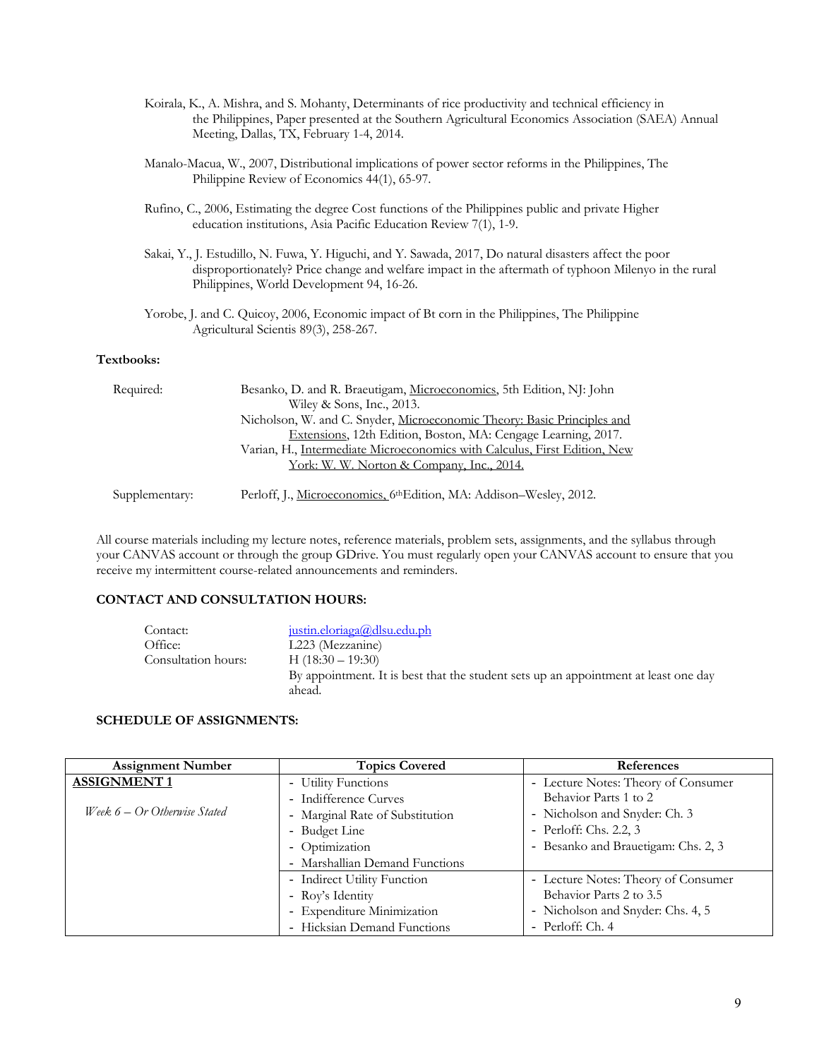Koirala, K., A. Mishra, and S. Mohanty, Determinants of rice productivity and technical efficiency in the Philippines, Paper presented at the Southern Agricultural Economics Association (SAEA) Annual Meeting, Dallas, TX, February 1-4, 2014.

Manalo-Macua, W., 2007, Distributional implications of power sector reforms in the Philippines, The Philippine Review of Economics 44(1), 65-97.

Rufino, C., 2006, Estimating the degree Cost functions of the Philippines public and private Higher education institutions, Asia Pacific Education Review 7(1), 1-9.

Sakai, Y., J. Estudillo, N. Fuwa, Y. Higuchi, and Y. Sawada, 2017, Do natural disasters affect the poor disproportionately? Price change and welfare impact in the aftermath of typhoon Milenyo in the rural Philippines, World Development 94, 16-26.

Yorobe, J. and C. Quicoy, 2006, Economic impact of Bt corn in the Philippines, The Philippine Agricultural Scientis 89(3), 258-267.

**Textbooks:**

Required:

- Besanko, D. and R. Braeutigam, Microeconomics, 5th Edition, NJ: John Wiley & Sons, Inc., 2013.
- Nicholson, W. and C. Snyder, Microeconomic Theory: Basic Principles and Extensions, 12th Edition, Boston, MA: Cengage Learning, 2017.
- Varian, H., Intermediate Microeconomics with Calculus, First Edition, New York: W. W. Norton & Company, Inc., 2014.

Supplementary:

- Perloff, J., Microeconomics, 6th Edition, MA: Addison–Wesley, 2012.

All course materials including my lecture notes, reference materials, problem sets, assignments, and the syllabus through your CANVAS account or through the group GDrive. You must regularly open your CANVAS account to ensure that you receive my intermittent course-related announcements and reminders.

**CONTACT AND CONSULTATION HOURS:**

Contact: justin.eloriaga@dlsu.edu.ph
Office: L223 (Mezzanine)
Consultation hours: H (18:30 – 19:30)
By appointment. It is best that the student sets up an appointment at least one day ahead.

**SCHEDULE OF ASSIGNMENTS:**

| Assignment Number | Topics Covered | References |
|---|---|---|
| **ASSIGNMENT 1**<br><br>*Week 6 – Or Otherwise Stated* | - Utility Functions<br>- Indifference Curves<br>- Marginal Rate of Substitution<br>- Budget Line<br>- Optimization<br>- Marshallian Demand Functions | - Lecture Notes: Theory of Consumer Behavior Parts 1 to 2<br>- Nicholson and Snyder: Ch. 3<br>- Perloff: Chs. 2.2, 3<br>- Besanko and Brauetigam: Chs. 2, 3 |
| | - Indirect Utility Function<br>- Roy's Identity<br>- Expenditure Minimization<br>- Hicksian Demand Functions | - Lecture Notes: Theory of Consumer Behavior Parts 2 to 3.5<br>- Nicholson and Snyder: Chs. 4, 5<br>- Perloff: Ch. 4 |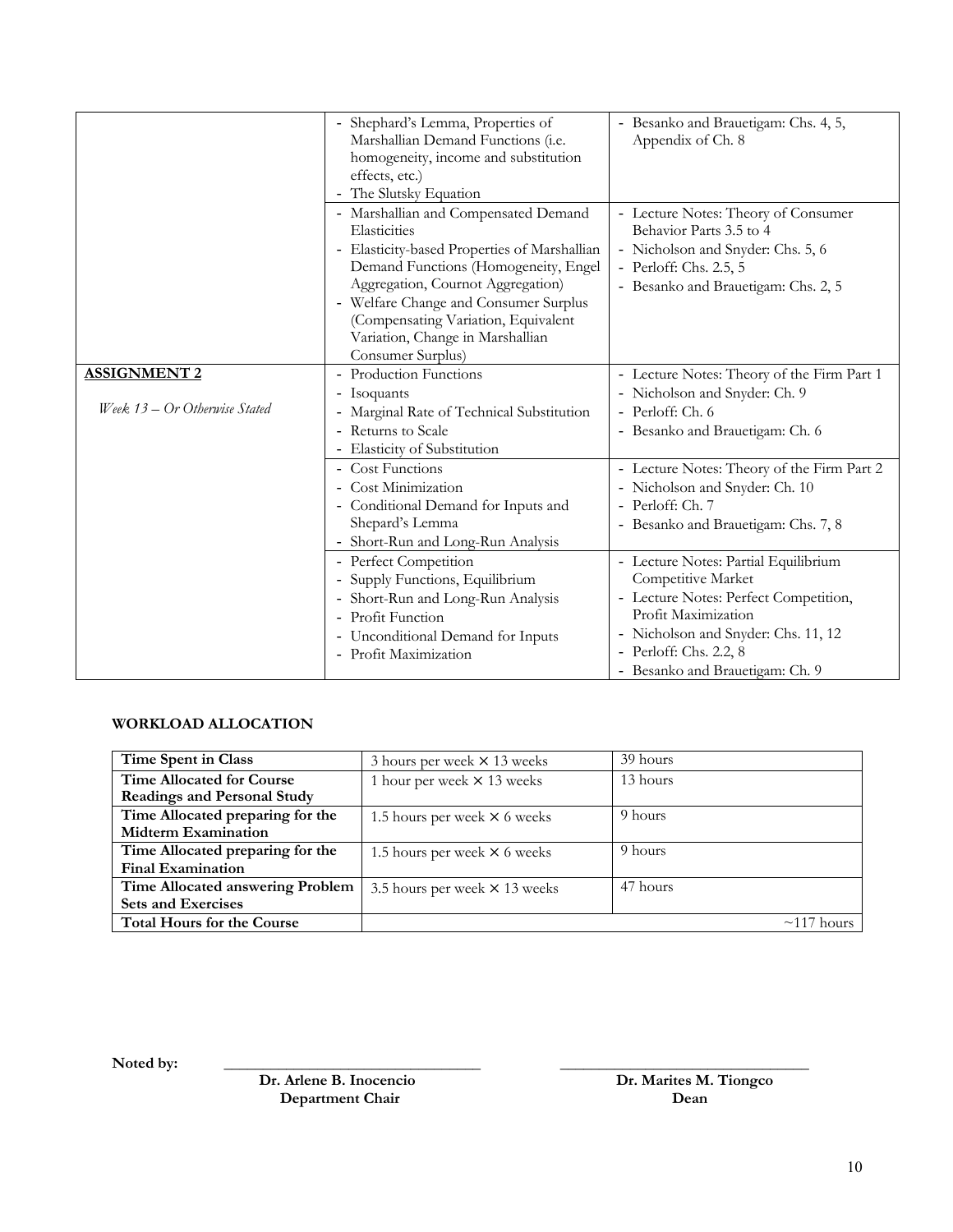| | | |
|---|---|---|
| | - Shephard's Lemma, Properties of Marshallian Demand Functions (i.e. homogeneity, income and substitution effects, etc.)<br>- The Slutsky Equation | - Besanko and Brauetigam: Chs. 4, 5, Appendix of Ch. 8 |
| | - Marshallian and Compensated Demand Elasticities<br>- Elasticity-based Properties of Marshallian Demand Functions (Homogeneity, Engel Aggregation, Cournot Aggregation)<br>- Welfare Change and Consumer Surplus (Compensating Variation, Equivalent Variation, Change in Marshallian Consumer Surplus) | - Lecture Notes: Theory of Consumer Behavior Parts 3.5 to 4<br>- Nicholson and Snyder: Chs. 5, 6<br>- Perloff: Chs. 2.5, 5<br>- Besanko and Brauetigam: Chs. 2, 5 |
| **ASSIGNMENT 2**<br><br>*Week 13 – Or Otherwise Stated* | - Production Functions<br>- Isoquants<br>- Marginal Rate of Technical Substitution<br>- Returns to Scale<br>- Elasticity of Substitution | - Lecture Notes: Theory of the Firm Part 1<br>- Nicholson and Snyder: Ch. 9<br>- Perloff: Ch. 6<br>- Besanko and Brauetigam: Ch. 6 |
| | - Cost Functions<br>- Cost Minimization<br>- Conditional Demand for Inputs and Shepard's Lemma<br>- Short-Run and Long-Run Analysis | - Lecture Notes: Theory of the Firm Part 2<br>- Nicholson and Snyder: Ch. 10<br>- Perloff: Ch. 7<br>- Besanko and Brauetigam: Chs. 7, 8 |
| | - Perfect Competition<br>- Supply Functions, Equilibrium<br>- Short-Run and Long-Run Analysis<br>- Profit Function<br>- Unconditional Demand for Inputs<br>- Profit Maximization | - Lecture Notes: Partial Equilibrium Competitive Market<br>- Lecture Notes: Perfect Competition, Profit Maximization<br>- Nicholson and Snyder: Chs. 11, 12<br>- Perloff: Chs. 2.2, 8<br>- Besanko and Brauetigam: Ch. 9 |

## WORKLOAD ALLOCATION

| | | |
|---|---|---|
| **Time Spent in Class** | 3 hours per week × 13 weeks | 39 hours |
| **Time Allocated for Course Readings and Personal Study** | 1 hour per week × 13 weeks | 13 hours |
| **Time Allocated preparing for the Midterm Examination** | 1.5 hours per week × 6 weeks | 9 hours |
| **Time Allocated preparing for the Final Examination** | 1.5 hours per week × 6 weeks | 9 hours |
| **Time Allocated answering Problem Sets and Exercises** | 3.5 hours per week × 13 weeks | 47 hours |
| **Total Hours for the Course** | | ~117 hours |

**Noted by:**

**Dr. Arlene B. Inocencio**
**Department Chair**

**Dr. Marites M. Tiongco**
**Dean**